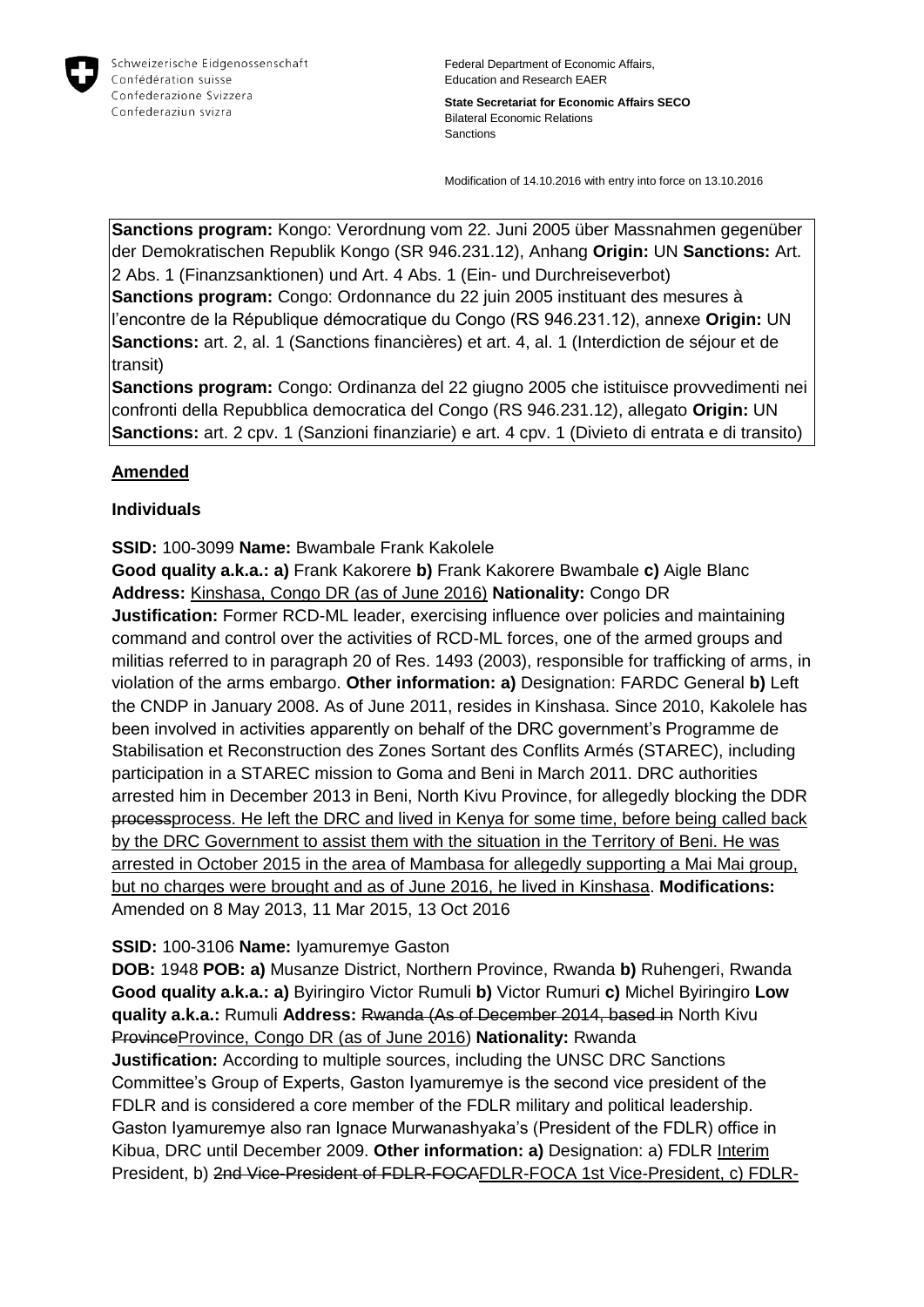Schweizerische Eidgenossenschaft
Confédération suisse
Confederazione Svizzera
Confederaziun svizra

Federal Department of Economic Affairs, Education and Research EAER

**State Secretariat for Economic Affairs SECO**
Bilateral Economic Relations
Sanctions

Modification of 14.10.2016 with entry into force on 13.10.2016

**Sanctions program:** Kongo: Verordnung vom 22. Juni 2005 über Massnahmen gegenüber der Demokratischen Republik Kongo (SR 946.231.12), Anhang **Origin:** UN **Sanctions:** Art. 2 Abs. 1 (Finanzsanktionen) und Art. 4 Abs. 1 (Ein- und Durchreiseverbot)
**Sanctions program:** Congo: Ordonnance du 22 juin 2005 instituant des mesures à l'encontre de la République démocratique du Congo (RS 946.231.12), annexe **Origin:** UN **Sanctions:** art. 2, al. 1 (Sanctions financières) et art. 4, al. 1 (Interdiction de séjour et de transit)
**Sanctions program:** Congo: Ordinanza del 22 giugno 2005 che istituisce provvedimenti nei confronti della Repubblica democratica del Congo (RS 946.231.12), allegato **Origin:** UN **Sanctions:** art. 2 cpv. 1 (Sanzioni finanziarie) e art. 4 cpv. 1 (Divieto di entrata e di transito)

## Amended

### Individuals

**SSID:** 100-3099 **Name:** Bwambale Frank Kakolele
**Good quality a.k.a.: a)** Frank Kakorere **b)** Frank Kakorere Bwambale **c)** Aigle Blanc **Address:** Kinshasa, Congo DR (as of June 2016) **Nationality:** Congo DR
**Justification:** Former RCD-ML leader, exercising influence over policies and maintaining command and control over the activities of RCD-ML forces, one of the armed groups and militias referred to in paragraph 20 of Res. 1493 (2003), responsible for trafficking of arms, in violation of the arms embargo. **Other information: a)** Designation: FARDC General **b)** Left the CNDP in January 2008. As of June 2011, resides in Kinshasa. Since 2010, Kakolele has been involved in activities apparently on behalf of the DRC government's Programme de Stabilisation et Reconstruction des Zones Sortant des Conflits Armés (STAREC), including participation in a STAREC mission to Goma and Beni in March 2011. DRC authorities arrested him in December 2013 in Beni, North Kivu Province, for allegedly blocking the DDR ~~process~~process. He left the DRC and lived in Kenya for some time, before being called back by the DRC Government to assist them with the situation in the Territory of Beni. He was arrested in October 2015 in the area of Mambasa for allegedly supporting a Mai Mai group, but no charges were brought and as of June 2016, he lived in Kinshasa. **Modifications:** Amended on 8 May 2013, 11 Mar 2015, 13 Oct 2016

**SSID:** 100-3106 **Name:** Iyamuremye Gaston
**DOB:** 1948 **POB: a)** Musanze District, Northern Province, Rwanda **b)** Ruhengeri, Rwanda **Good quality a.k.a.: a)** Byiringiro Victor Rumuli **b)** Victor Rumuri **c)** Michel Byiringiro **Low quality a.k.a.:** Rumuli **Address:** ~~Rwanda (As of December 2014, based in~~ North Kivu ~~Province~~Province, Congo DR (as of June 2016) **Nationality:** Rwanda
**Justification:** According to multiple sources, including the UNSC DRC Sanctions Committee's Group of Experts, Gaston Iyamuremye is the second vice president of the FDLR and is considered a core member of the FDLR military and political leadership. Gaston Iyamuremye also ran Ignace Murwanashyaka's (President of the FDLR) office in Kibua, DRC until December 2009. **Other information: a)** Designation: a) FDLR Interim President, b) ~~2nd Vice-President of FDLR-FOCA~~FDLR-FOCA 1st Vice-President, c) FDLR-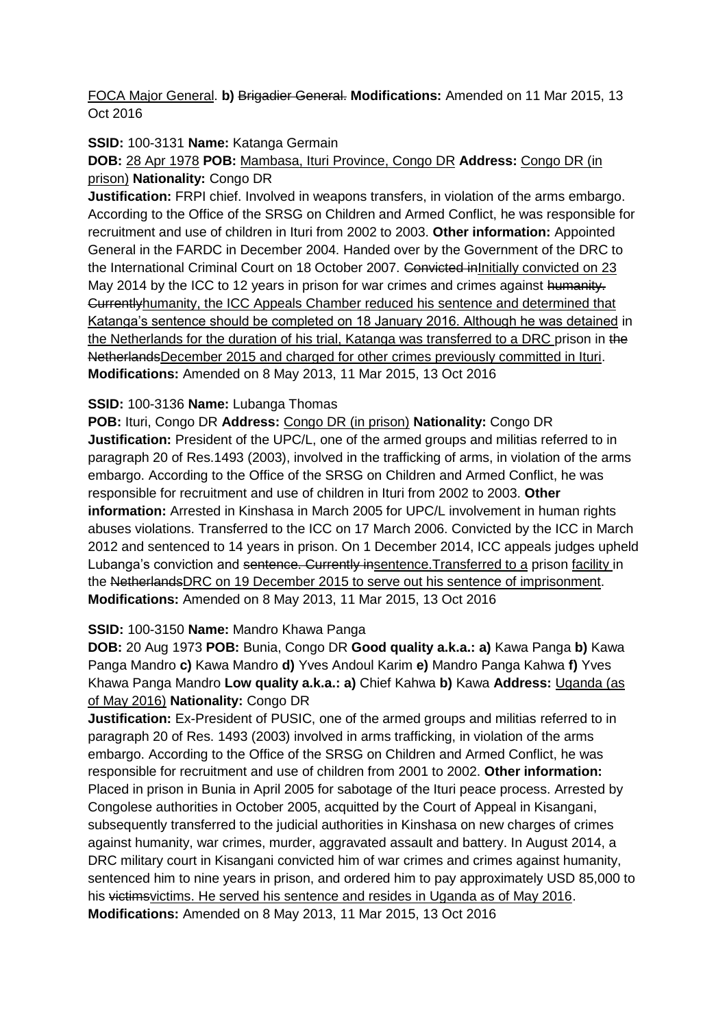FOCA Major General. **b)** ~~Brigadier General.~~ **Modifications:** Amended on 11 Mar 2015, 13 Oct 2016

**SSID:** 100-3131 **Name:** Katanga Germain

**DOB:** 28 Apr 1978 **POB:** Mambasa, Ituri Province, Congo DR **Address:** Congo DR (in prison) **Nationality:** Congo DR

**Justification:** FRPI chief. Involved in weapons transfers, in violation of the arms embargo. According to the Office of the SRSG on Children and Armed Conflict, he was responsible for recruitment and use of children in Ituri from 2002 to 2003. **Other information:** Appointed General in the FARDC in December 2004. Handed over by the Government of the DRC to the International Criminal Court on 18 October 2007. ~~Convicted in~~Initially convicted on 23 May 2014 by the ICC to 12 years in prison for war crimes and crimes against ~~humanity. Currently~~humanity, the ICC Appeals Chamber reduced his sentence and determined that Katanga's sentence should be completed on 18 January 2016. Although he was detained in the Netherlands for the duration of his trial, Katanga was transferred to a DRC prison in ~~the Netherlands~~December 2015 and charged for other crimes previously committed in Ituri. **Modifications:** Amended on 8 May 2013, 11 Mar 2015, 13 Oct 2016

**SSID:** 100-3136 **Name:** Lubanga Thomas

**POB:** Ituri, Congo DR **Address:** Congo DR (in prison) **Nationality:** Congo DR

**Justification:** President of the UPC/L, one of the armed groups and militias referred to in paragraph 20 of Res.1493 (2003), involved in the trafficking of arms, in violation of the arms embargo. According to the Office of the SRSG on Children and Armed Conflict, he was responsible for recruitment and use of children in Ituri from 2002 to 2003. **Other information:** Arrested in Kinshasa in March 2005 for UPC/L involvement in human rights abuses violations. Transferred to the ICC on 17 March 2006. Convicted by the ICC in March 2012 and sentenced to 14 years in prison. On 1 December 2014, ICC appeals judges upheld Lubanga's conviction and ~~sentence. Currently in~~sentence.Transferred to a prison facility in the ~~Netherlands~~DRC on 19 December 2015 to serve out his sentence of imprisonment. **Modifications:** Amended on 8 May 2013, 11 Mar 2015, 13 Oct 2016

**SSID:** 100-3150 **Name:** Mandro Khawa Panga

**DOB:** 20 Aug 1973 **POB:** Bunia, Congo DR **Good quality a.k.a.: a)** Kawa Panga **b)** Kawa Panga Mandro **c)** Kawa Mandro **d)** Yves Andoul Karim **e)** Mandro Panga Kahwa **f)** Yves Khawa Panga Mandro **Low quality a.k.a.: a)** Chief Kahwa **b)** Kawa **Address:** Uganda (as of May 2016) **Nationality:** Congo DR

**Justification:** Ex-President of PUSIC, one of the armed groups and militias referred to in paragraph 20 of Res. 1493 (2003) involved in arms trafficking, in violation of the arms embargo. According to the Office of the SRSG on Children and Armed Conflict, he was responsible for recruitment and use of children from 2001 to 2002. **Other information:** Placed in prison in Bunia in April 2005 for sabotage of the Ituri peace process. Arrested by Congolese authorities in October 2005, acquitted by the Court of Appeal in Kisangani, subsequently transferred to the judicial authorities in Kinshasa on new charges of crimes against humanity, war crimes, murder, aggravated assault and battery. In August 2014, a DRC military court in Kisangani convicted him of war crimes and crimes against humanity, sentenced him to nine years in prison, and ordered him to pay approximately USD 85,000 to his ~~victims~~victims. He served his sentence and resides in Uganda as of May 2016. **Modifications:** Amended on 8 May 2013, 11 Mar 2015, 13 Oct 2016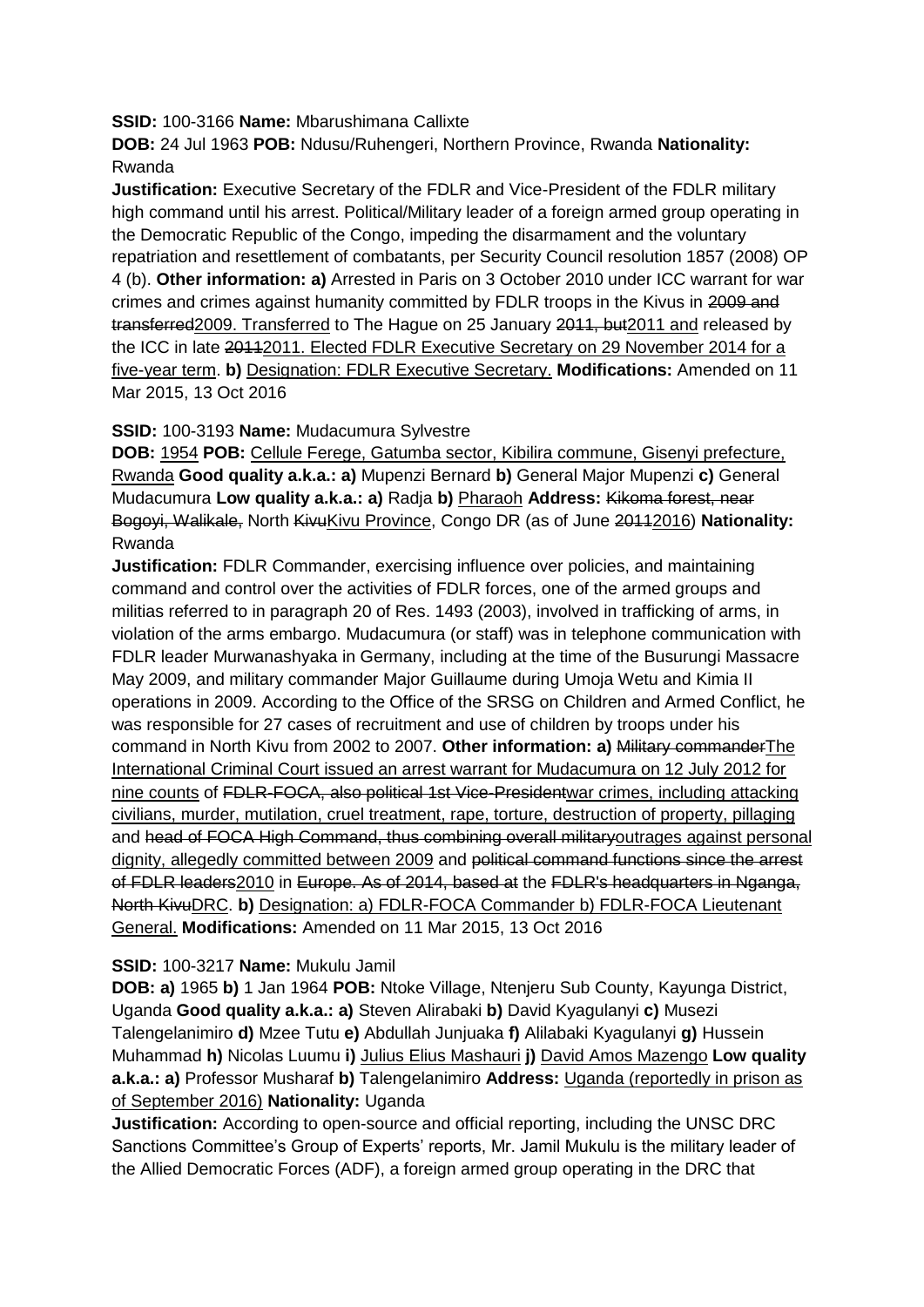**SSID:** 100-3166 **Name:** Mbarushimana Callixte

**DOB:** 24 Jul 1963 **POB:** Ndusu/Ruhengeri, Northern Province, Rwanda **Nationality:** Rwanda

**Justification:** Executive Secretary of the FDLR and Vice-President of the FDLR military high command until his arrest. Political/Military leader of a foreign armed group operating in the Democratic Republic of the Congo, impeding the disarmament and the voluntary repatriation and resettlement of combatants, per Security Council resolution 1857 (2008) OP 4 (b). **Other information: a)** Arrested in Paris on 3 October 2010 under ICC warrant for war crimes and crimes against humanity committed by FDLR troops in the Kivus in ~~2009 and transferred~~2009. Transferred to The Hague on 25 January ~~2011, but~~2011 and released by the ICC in late ~~2011~~2011. Elected FDLR Executive Secretary on 29 November 2014 for a five-year term. **b)** Designation: FDLR Executive Secretary. **Modifications:** Amended on 11 Mar 2015, 13 Oct 2016

**SSID:** 100-3193 **Name:** Mudacumura Sylvestre

**DOB:** 1954 **POB:** Cellule Ferege, Gatumba sector, Kibilira commune, Gisenyi prefecture, Rwanda **Good quality a.k.a.: a)** Mupenzi Bernard **b)** General Major Mupenzi **c)** General Mudacumura **Low quality a.k.a.: a)** Radja **b)** Pharaoh **Address:** ~~Kikoma forest, near Bogoyi, Walikale,~~ North ~~Kivu~~Kivu Province, Congo DR (as of June ~~2011~~2016) **Nationality:** Rwanda

**Justification:** FDLR Commander, exercising influence over policies, and maintaining command and control over the activities of FDLR forces, one of the armed groups and militias referred to in paragraph 20 of Res. 1493 (2003), involved in trafficking of arms, in violation of the arms embargo. Mudacumura (or staff) was in telephone communication with FDLR leader Murwanashyaka in Germany, including at the time of the Busurungi Massacre May 2009, and military commander Major Guillaume during Umoja Wetu and Kimia II operations in 2009. According to the Office of the SRSG on Children and Armed Conflict, he was responsible for 27 cases of recruitment and use of children by troops under his command in North Kivu from 2002 to 2007. **Other information: a)** ~~Military commander~~The International Criminal Court issued an arrest warrant for Mudacumura on 12 July 2012 for nine counts of ~~FDLR-FOCA, also political 1st Vice-President~~war crimes, including attacking civilians, murder, mutilation, cruel treatment, rape, torture, destruction of property, pillaging and ~~head of FOCA High Command, thus combining overall military~~outrages against personal dignity, allegedly committed between 2009 and ~~political command functions since the arrest of FDLR leaders~~2010 in ~~Europe. As of 2014, based at~~ the ~~FDLR's headquarters in Nganga, North Kivu~~DRC. **b)** Designation: a) FDLR-FOCA Commander b) FDLR-FOCA Lieutenant General. **Modifications:** Amended on 11 Mar 2015, 13 Oct 2016

**SSID:** 100-3217 **Name:** Mukulu Jamil

**DOB: a)** 1965 **b)** 1 Jan 1964 **POB:** Ntoke Village, Ntenjeru Sub County, Kayunga District, Uganda **Good quality a.k.a.: a)** Steven Alirabaki **b)** David Kyagulanyi **c)** Musezi Talengelanimiro **d)** Mzee Tutu **e)** Abdullah Junjuaka **f)** Alilabaki Kyagulanyi **g)** Hussein Muhammad **h)** Nicolas Luumu **i)** Julius Elius Mashauri **j)** David Amos Mazengo **Low quality a.k.a.: a)** Professor Musharaf **b)** Talengelanimiro **Address:** Uganda (reportedly in prison as of September 2016) **Nationality:** Uganda

**Justification:** According to open-source and official reporting, including the UNSC DRC Sanctions Committee's Group of Experts' reports, Mr. Jamil Mukulu is the military leader of the Allied Democratic Forces (ADF), a foreign armed group operating in the DRC that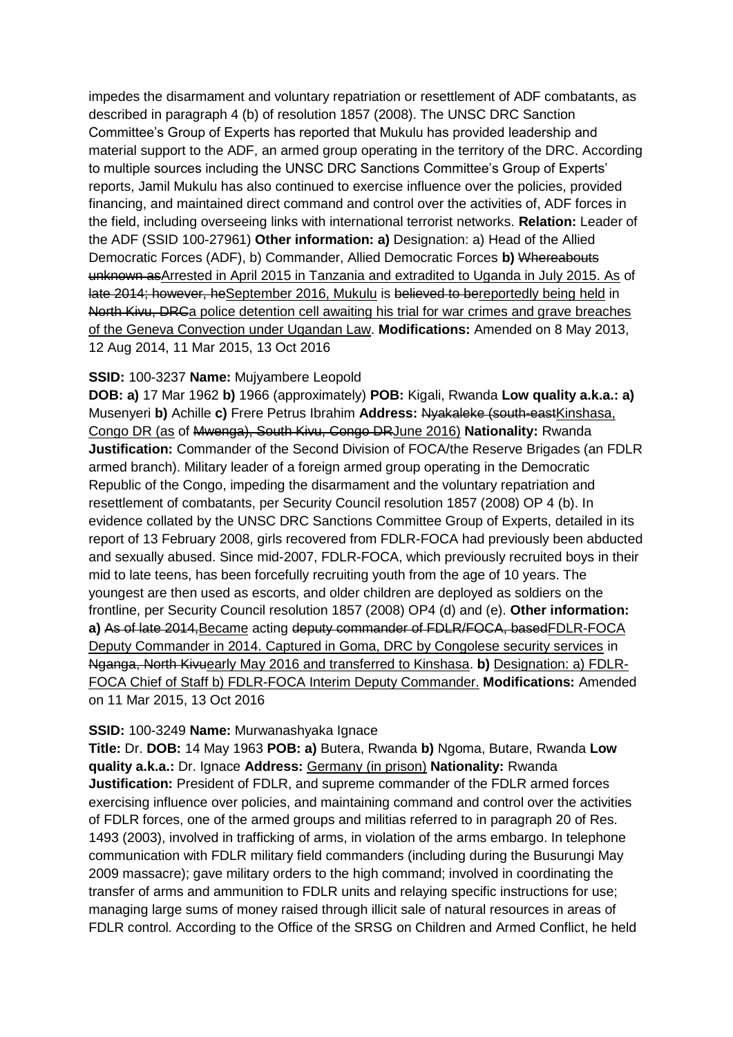impedes the disarmament and voluntary repatriation or resettlement of ADF combatants, as described in paragraph 4 (b) of resolution 1857 (2008). The UNSC DRC Sanction Committee's Group of Experts has reported that Mukulu has provided leadership and material support to the ADF, an armed group operating in the territory of the DRC. According to multiple sources including the UNSC DRC Sanctions Committee's Group of Experts' reports, Jamil Mukulu has also continued to exercise influence over the policies, provided financing, and maintained direct command and control over the activities of, ADF forces in the field, including overseeing links with international terrorist networks. **Relation:** Leader of the ADF (SSID 100-27961) **Other information: a)** Designation: a) Head of the Allied Democratic Forces (ADF), b) Commander, Allied Democratic Forces **b)** ~~Whereabouts unknown as~~Arrested in April 2015 in Tanzania and extradited to Uganda in July 2015. As of ~~late 2014; however, he~~September 2016, Mukulu is ~~believed to be~~reportedly being held in ~~North Kivu, DRC~~a police detention cell awaiting his trial for war crimes and grave breaches of the Geneva Convection under Ugandan Law. **Modifications:** Amended on 8 May 2013, 12 Aug 2014, 11 Mar 2015, 13 Oct 2016

**SSID:** 100-3237 **Name:** Mujyambere Leopold

**DOB: a)** 17 Mar 1962 **b)** 1966 (approximately) **POB:** Kigali, Rwanda **Low quality a.k.a.: a)** Musenyeri **b)** Achille **c)** Frere Petrus Ibrahim **Address:** ~~Nyakaleke (south-east~~Kinshasa, Congo DR (as of ~~Mwenga), South Kivu, Congo DR~~June 2016) **Nationality:** Rwanda **Justification:** Commander of the Second Division of FOCA/the Reserve Brigades (an FDLR armed branch). Military leader of a foreign armed group operating in the Democratic Republic of the Congo, impeding the disarmament and the voluntary repatriation and resettlement of combatants, per Security Council resolution 1857 (2008) OP 4 (b). In evidence collated by the UNSC DRC Sanctions Committee Group of Experts, detailed in its report of 13 February 2008, girls recovered from FDLR-FOCA had previously been abducted and sexually abused. Since mid-2007, FDLR-FOCA, which previously recruited boys in their mid to late teens, has been forcefully recruiting youth from the age of 10 years. The youngest are then used as escorts, and older children are deployed as soldiers on the frontline, per Security Council resolution 1857 (2008) OP4 (d) and (e). **Other information: a)** ~~As of late 2014,~~Became acting ~~deputy commander of FDLR/FOCA, based~~FDLR-FOCA Deputy Commander in 2014. Captured in Goma, DRC by Congolese security services in ~~Nganga, North Kivu~~early May 2016 and transferred to Kinshasa. **b)** Designation: a) FDLR-FOCA Chief of Staff b) FDLR-FOCA Interim Deputy Commander. **Modifications:** Amended on 11 Mar 2015, 13 Oct 2016

**SSID:** 100-3249 **Name:** Murwanashyaka Ignace

**Title:** Dr. **DOB:** 14 May 1963 **POB: a)** Butera, Rwanda **b)** Ngoma, Butare, Rwanda **Low quality a.k.a.:** Dr. Ignace **Address:** Germany (in prison) **Nationality:** Rwanda **Justification:** President of FDLR, and supreme commander of the FDLR armed forces exercising influence over policies, and maintaining command and control over the activities of FDLR forces, one of the armed groups and militias referred to in paragraph 20 of Res. 1493 (2003), involved in trafficking of arms, in violation of the arms embargo. In telephone communication with FDLR military field commanders (including during the Busurungi May 2009 massacre); gave military orders to the high command; involved in coordinating the transfer of arms and ammunition to FDLR units and relaying specific instructions for use; managing large sums of money raised through illicit sale of natural resources in areas of FDLR control. According to the Office of the SRSG on Children and Armed Conflict, he held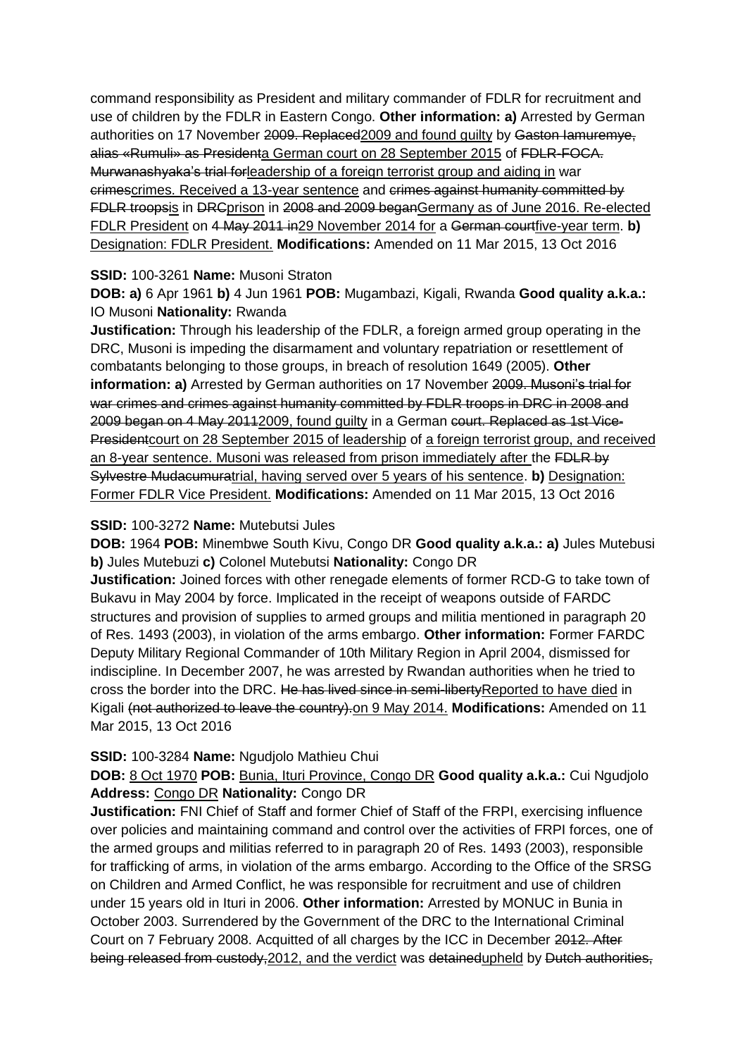command responsibility as President and military commander of FDLR for recruitment and use of children by the FDLR in Eastern Congo. **Other information: a)** Arrested by German authorities on 17 November ~~2009. Replaced~~2009 and found guilty by ~~Gaston Iamuremye, alias «Rumuli» as President~~a German court on 28 September 2015 of ~~FDLR-FOCA. Murwanashyaka's trial for~~leadership of a foreign terrorist group and aiding in war ~~crimes~~crimes. Received a 13-year sentence and ~~crimes against humanity committed by FDLR troops~~is in ~~DRC~~prison in ~~2008 and 2009 began~~Germany as of June 2016. Re-elected FDLR President on ~~4 May 2011 in~~29 November 2014 for a ~~German court~~five-year term. **b)** Designation: FDLR President. **Modifications:** Amended on 11 Mar 2015, 13 Oct 2016

**SSID:** 100-3261 **Name:** Musoni Straton

**DOB: a)** 6 Apr 1961 **b)** 4 Jun 1961 **POB:** Mugambazi, Kigali, Rwanda **Good quality a.k.a.:** IO Musoni **Nationality:** Rwanda

**Justification:** Through his leadership of the FDLR, a foreign armed group operating in the DRC, Musoni is impeding the disarmament and voluntary repatriation or resettlement of combatants belonging to those groups, in breach of resolution 1649 (2005). **Other information: a)** Arrested by German authorities on 17 November ~~2009. Musoni's trial for war crimes and crimes against humanity committed by FDLR troops in DRC in 2008 and 2009 began on 4 May 2011~~2009, found guilty in a German ~~court. Replaced as 1st Vice-President~~court on 28 September 2015 of leadership of a foreign terrorist group, and received an 8-year sentence. Musoni was released from prison immediately after the ~~FDLR by Sylvestre Mudacumura~~trial, having served over 5 years of his sentence. **b)** Designation: Former FDLR Vice President. **Modifications:** Amended on 11 Mar 2015, 13 Oct 2016

**SSID:** 100-3272 **Name:** Mutebutsi Jules

**DOB:** 1964 **POB:** Minembwe South Kivu, Congo DR **Good quality a.k.a.: a)** Jules Mutebusi **b)** Jules Mutebuzi **c)** Colonel Mutebutsi **Nationality:** Congo DR

**Justification:** Joined forces with other renegade elements of former RCD-G to take town of Bukavu in May 2004 by force. Implicated in the receipt of weapons outside of FARDC structures and provision of supplies to armed groups and militia mentioned in paragraph 20 of Res. 1493 (2003), in violation of the arms embargo. **Other information:** Former FARDC Deputy Military Regional Commander of 10th Military Region in April 2004, dismissed for indiscipline. In December 2007, he was arrested by Rwandan authorities when he tried to cross the border into the DRC. ~~He has lived since in semi-liberty~~Reported to have died in Kigali ~~(not authorized to leave the country).~~on 9 May 2014. **Modifications:** Amended on 11 Mar 2015, 13 Oct 2016

**SSID:** 100-3284 **Name:** Ngudjolo Mathieu Chui

**DOB:** 8 Oct 1970 **POB:** Bunia, Ituri Province, Congo DR **Good quality a.k.a.:** Cui Ngudjolo **Address:** Congo DR **Nationality:** Congo DR

**Justification:** FNI Chief of Staff and former Chief of Staff of the FRPI, exercising influence over policies and maintaining command and control over the activities of FRPI forces, one of the armed groups and militias referred to in paragraph 20 of Res. 1493 (2003), responsible for trafficking of arms, in violation of the arms embargo. According to the Office of the SRSG on Children and Armed Conflict, he was responsible for recruitment and use of children under 15 years old in Ituri in 2006. **Other information:** Arrested by MONUC in Bunia in October 2003. Surrendered by the Government of the DRC to the International Criminal Court on 7 February 2008. Acquitted of all charges by the ICC in December ~~2012. After being released from custody,~~2012, and the verdict was ~~detained~~upheld by ~~Dutch authorities,~~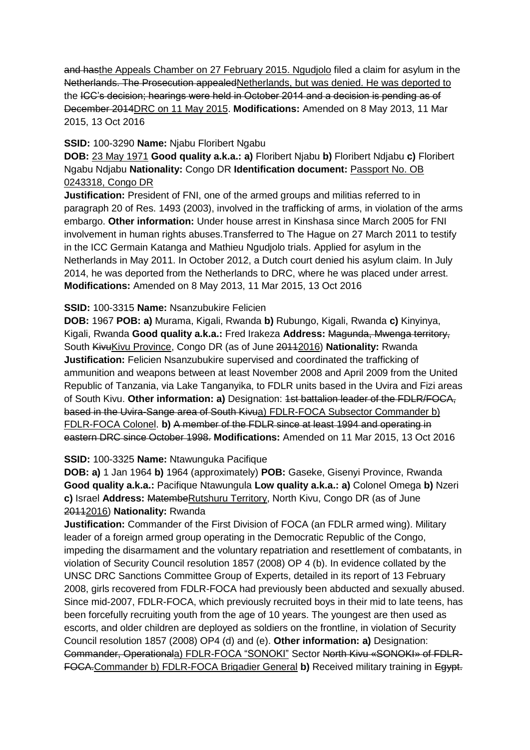~~and has~~<u>the Appeals Chamber on 27 February 2015. Ngudjolo</u> filed a claim for asylum in the ~~Netherlands. The Prosecution appealed~~<u>Netherlands, but was denied. He was deported to</u> the ~~ICC's decision; hearings were held in October 2014 and a decision is pending as of December 2014~~<u>DRC on 11 May 2015</u>. **Modifications:** Amended on 8 May 2013, 11 Mar 2015, 13 Oct 2016

**SSID:** 100-3290 **Name:** Njabu Floribert Ngabu

**DOB:** <u>23 May 1971</u> **Good quality a.k.a.: a)** Floribert Njabu **b)** Floribert Ndjabu **c)** Floribert Ngabu Ndjabu **Nationality:** Congo DR **Identification document:** <u>Passport No. OB 0243318, Congo DR</u>

**Justification:** President of FNI, one of the armed groups and militias referred to in paragraph 20 of Res. 1493 (2003), involved in the trafficking of arms, in violation of the arms embargo. **Other information:** Under house arrest in Kinshasa since March 2005 for FNI involvement in human rights abuses.Transferred to The Hague on 27 March 2011 to testify in the ICC Germain Katanga and Mathieu Ngudjolo trials. Applied for asylum in the Netherlands in May 2011. In October 2012, a Dutch court denied his asylum claim. In July 2014, he was deported from the Netherlands to DRC, where he was placed under arrest. **Modifications:** Amended on 8 May 2013, 11 Mar 2015, 13 Oct 2016

**SSID:** 100-3315 **Name:** Nsanzubukire Felicien

**DOB:** 1967 **POB: a)** Murama, Kigali, Rwanda **b)** Rubungo, Kigali, Rwanda **c)** Kinyinya, Kigali, Rwanda **Good quality a.k.a.:** Fred Irakeza **Address:** ~~Magunda, Mwenga territory,~~ South ~~Kivu~~<u>Kivu Province</u>, Congo DR (as of June ~~2011~~<u>2016</u>) **Nationality:** Rwanda

**Justification:** Felicien Nsanzubukire supervised and coordinated the trafficking of ammunition and weapons between at least November 2008 and April 2009 from the United Republic of Tanzania, via Lake Tanganyika, to FDLR units based in the Uvira and Fizi areas of South Kivu. **Other information: a)** Designation: ~~1st battalion leader of the FDLR/FOCA, based in the Uvira-Sange area of South Kivu~~<u>a) FDLR-FOCA Subsector Commander b) FDLR-FOCA Colonel</u>. **b)** ~~A member of the FDLR since at least 1994 and operating in eastern DRC since October 1998.~~ **Modifications:** Amended on 11 Mar 2015, 13 Oct 2016

**SSID:** 100-3325 **Name:** Ntawunguka Pacifique

**DOB: a)** 1 Jan 1964 **b)** 1964 (approximately) **POB:** Gaseke, Gisenyi Province, Rwanda **Good quality a.k.a.:** Pacifique Ntawungula **Low quality a.k.a.: a)** Colonel Omega **b)** Nzeri **c)** Israel **Address:** ~~Matembe~~<u>Rutshuru Territory</u>, North Kivu, Congo DR (as of June ~~2011~~<u>2016</u>) **Nationality:** Rwanda

**Justification:** Commander of the First Division of FOCA (an FDLR armed wing). Military leader of a foreign armed group operating in the Democratic Republic of the Congo, impeding the disarmament and the voluntary repatriation and resettlement of combatants, in violation of Security Council resolution 1857 (2008) OP 4 (b). In evidence collated by the UNSC DRC Sanctions Committee Group of Experts, detailed in its report of 13 February 2008, girls recovered from FDLR-FOCA had previously been abducted and sexually abused. Since mid-2007, FDLR-FOCA, which previously recruited boys in their mid to late teens, has been forcefully recruiting youth from the age of 10 years. The youngest are then used as escorts, and older children are deployed as soldiers on the frontline, in violation of Security Council resolution 1857 (2008) OP4 (d) and (e). **Other information: a)** Designation: ~~Commander, Operational~~<u>a) FDLR-FOCA "SONOKI"</u> Sector ~~North Kivu «SONOKI» of FDLR-FOCA.~~<u>Commander b) FDLR-FOCA Brigadier General</u> **b)** Received military training in ~~Egypt.~~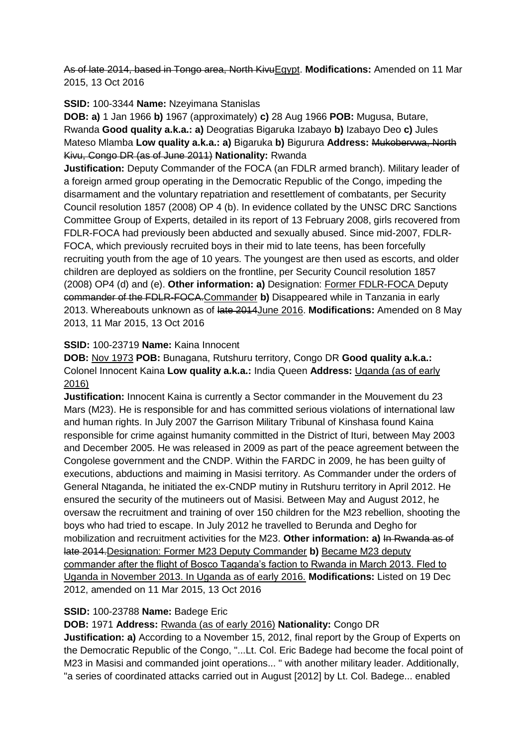~~As of late 2014, based in Tongo area, North Kivu~~Egypt. **Modifications:** Amended on 11 Mar 2015, 13 Oct 2016

**SSID:** 100-3344 **Name:** Nzeyimana Stanislas

**DOB:** **a)** 1 Jan 1966 **b)** 1967 (approximately) **c)** 28 Aug 1966 **POB:** Mugusa, Butare, Rwanda **Good quality a.k.a.:** **a)** Deogratias Bigaruka Izabayo **b)** Izabayo Deo **c)** Jules Mateso Mlamba **Low quality a.k.a.:** **a)** Bigaruka **b)** Bigurura **Address:** ~~Mukoberwa, North Kivu, Congo DR (as of June 2011)~~ **Nationality:** Rwanda

**Justification:** Deputy Commander of the FOCA (an FDLR armed branch). Military leader of a foreign armed group operating in the Democratic Republic of the Congo, impeding the disarmament and the voluntary repatriation and resettlement of combatants, per Security Council resolution 1857 (2008) OP 4 (b). In evidence collated by the UNSC DRC Sanctions Committee Group of Experts, detailed in its report of 13 February 2008, girls recovered from FDLR-FOCA had previously been abducted and sexually abused. Since mid-2007, FDLR-FOCA, which previously recruited boys in their mid to late teens, has been forcefully recruiting youth from the age of 10 years. The youngest are then used as escorts, and older children are deployed as soldiers on the frontline, per Security Council resolution 1857 (2008) OP4 (d) and (e). **Other information:** **a)** Designation: Former FDLR-FOCA ~~Deputy commander of the FDLR-FOCA.~~Deputy Commander **b)** Disappeared while in Tanzania in early 2013. Whereabouts unknown as of ~~late 2014~~June 2016. **Modifications:** Amended on 8 May 2013, 11 Mar 2015, 13 Oct 2016

**SSID:** 100-23719 **Name:** Kaina Innocent

**DOB:** Nov 1973 **POB:** Bunagana, Rutshuru territory, Congo DR **Good quality a.k.a.:** Colonel Innocent Kaina **Low quality a.k.a.:** India Queen **Address:** Uganda (as of early 2016)

**Justification:** Innocent Kaina is currently a Sector commander in the Mouvement du 23 Mars (M23). He is responsible for and has committed serious violations of international law and human rights. In July 2007 the Garrison Military Tribunal of Kinshasa found Kaina responsible for crime against humanity committed in the District of Ituri, between May 2003 and December 2005. He was released in 2009 as part of the peace agreement between the Congolese government and the CNDP. Within the FARDC in 2009, he has been guilty of executions, abductions and maiming in Masisi territory. As Commander under the orders of General Ntaganda, he initiated the ex-CNDP mutiny in Rutshuru territory in April 2012. He ensured the security of the mutineers out of Masisi. Between May and August 2012, he oversaw the recruitment and training of over 150 children for the M23 rebellion, shooting the boys who had tried to escape. In July 2012 he travelled to Berunda and Degho for mobilization and recruitment activities for the M23. **Other information:** **a)** ~~In Rwanda as of late 2014.~~Designation: Former M23 Deputy Commander **b)** Became M23 deputy commander after the flight of Bosco Taganda's faction to Rwanda in March 2013. Fled to Uganda in November 2013. In Uganda as of early 2016. **Modifications:** Listed on 19 Dec 2012, amended on 11 Mar 2015, 13 Oct 2016

**SSID:** 100-23788 **Name:** Badege Eric

**DOB:** 1971 **Address:** Rwanda (as of early 2016) **Nationality:** Congo DR

**Justification:** **a)** According to a November 15, 2012, final report by the Group of Experts on the Democratic Republic of the Congo, "...Lt. Col. Eric Badege had become the focal point of M23 in Masisi and commanded joint operations... " with another military leader. Additionally, "a series of coordinated attacks carried out in August [2012] by Lt. Col. Badege... enabled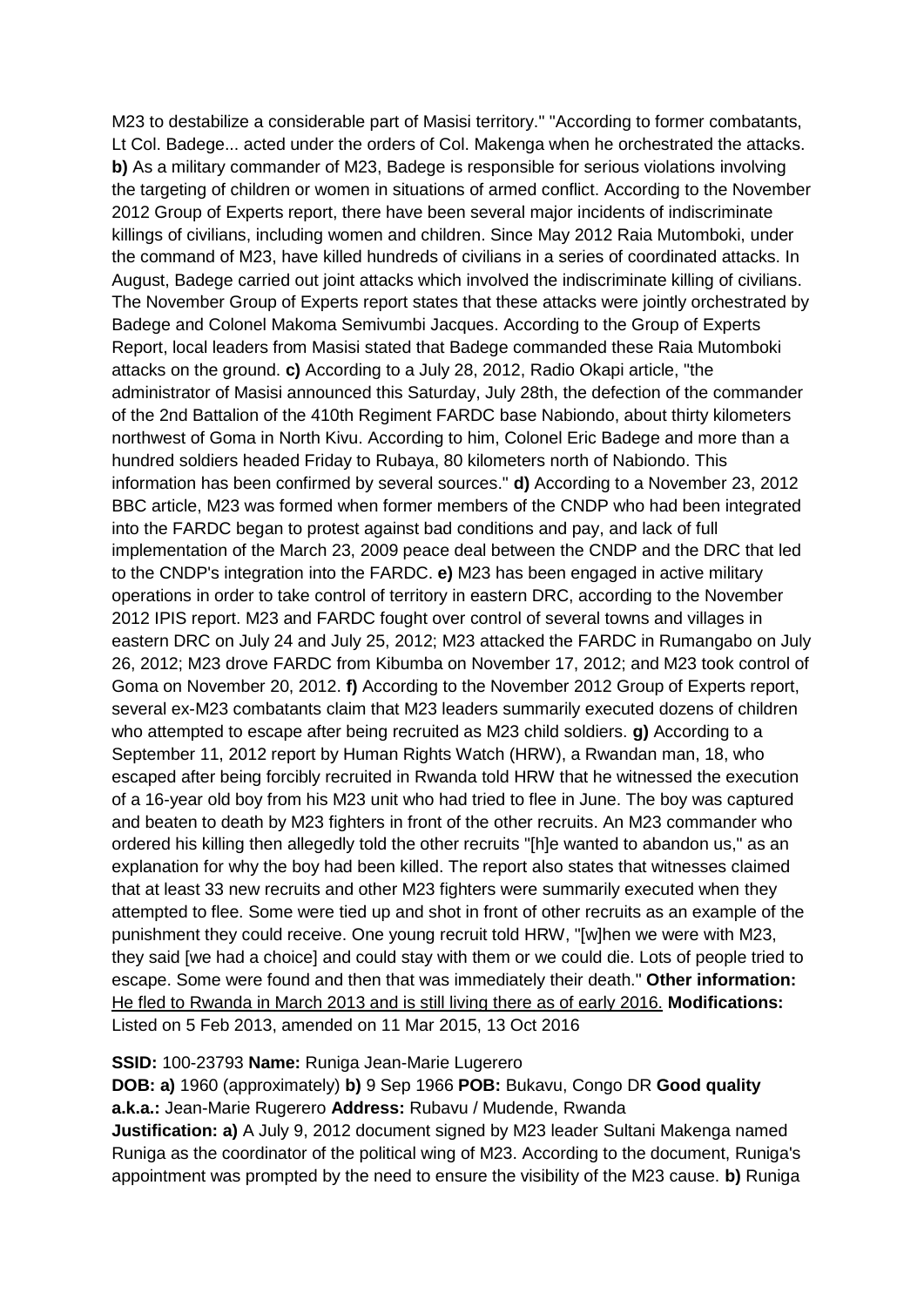M23 to destabilize a considerable part of Masisi territory." "According to former combatants, Lt Col. Badege... acted under the orders of Col. Makenga when he orchestrated the attacks. **b)** As a military commander of M23, Badege is responsible for serious violations involving the targeting of children or women in situations of armed conflict. According to the November 2012 Group of Experts report, there have been several major incidents of indiscriminate killings of civilians, including women and children. Since May 2012 Raia Mutomboki, under the command of M23, have killed hundreds of civilians in a series of coordinated attacks. In August, Badege carried out joint attacks which involved the indiscriminate killing of civilians. The November Group of Experts report states that these attacks were jointly orchestrated by Badege and Colonel Makoma Semivumbi Jacques. According to the Group of Experts Report, local leaders from Masisi stated that Badege commanded these Raia Mutomboki attacks on the ground. **c)** According to a July 28, 2012, Radio Okapi article, "the administrator of Masisi announced this Saturday, July 28th, the defection of the commander of the 2nd Battalion of the 410th Regiment FARDC base Nabiondo, about thirty kilometers northwest of Goma in North Kivu. According to him, Colonel Eric Badege and more than a hundred soldiers headed Friday to Rubaya, 80 kilometers north of Nabiondo. This information has been confirmed by several sources." **d)** According to a November 23, 2012 BBC article, M23 was formed when former members of the CNDP who had been integrated into the FARDC began to protest against bad conditions and pay, and lack of full implementation of the March 23, 2009 peace deal between the CNDP and the DRC that led to the CNDP's integration into the FARDC. **e)** M23 has been engaged in active military operations in order to take control of territory in eastern DRC, according to the November 2012 IPIS report. M23 and FARDC fought over control of several towns and villages in eastern DRC on July 24 and July 25, 2012; M23 attacked the FARDC in Rumangabo on July 26, 2012; M23 drove FARDC from Kibumba on November 17, 2012; and M23 took control of Goma on November 20, 2012. **f)** According to the November 2012 Group of Experts report, several ex-M23 combatants claim that M23 leaders summarily executed dozens of children who attempted to escape after being recruited as M23 child soldiers. **g)** According to a September 11, 2012 report by Human Rights Watch (HRW), a Rwandan man, 18, who escaped after being forcibly recruited in Rwanda told HRW that he witnessed the execution of a 16-year old boy from his M23 unit who had tried to flee in June. The boy was captured and beaten to death by M23 fighters in front of the other recruits. An M23 commander who ordered his killing then allegedly told the other recruits "[h]e wanted to abandon us," as an explanation for why the boy had been killed. The report also states that witnesses claimed that at least 33 new recruits and other M23 fighters were summarily executed when they attempted to flee. Some were tied up and shot in front of other recruits as an example of the punishment they could receive. One young recruit told HRW, "[w]hen we were with M23, they said [we had a choice] and could stay with them or we could die. Lots of people tried to escape. Some were found and then that was immediately their death." **Other information:** <u>He fled to Rwanda in March 2013 and is still living there as of early 2016.</u> **Modifications:** Listed on 5 Feb 2013, amended on 11 Mar 2015, 13 Oct 2016

**SSID:** 100-23793 **Name:** Runiga Jean-Marie Lugerero
**DOB: a)** 1960 (approximately) **b)** 9 Sep 1966 **POB:** Bukavu, Congo DR **Good quality a.k.a.:** Jean-Marie Rugerero **Address:** Rubavu / Mudende, Rwanda
**Justification: a)** A July 9, 2012 document signed by M23 leader Sultani Makenga named Runiga as the coordinator of the political wing of M23. According to the document, Runiga's appointment was prompted by the need to ensure the visibility of the M23 cause. **b)** Runiga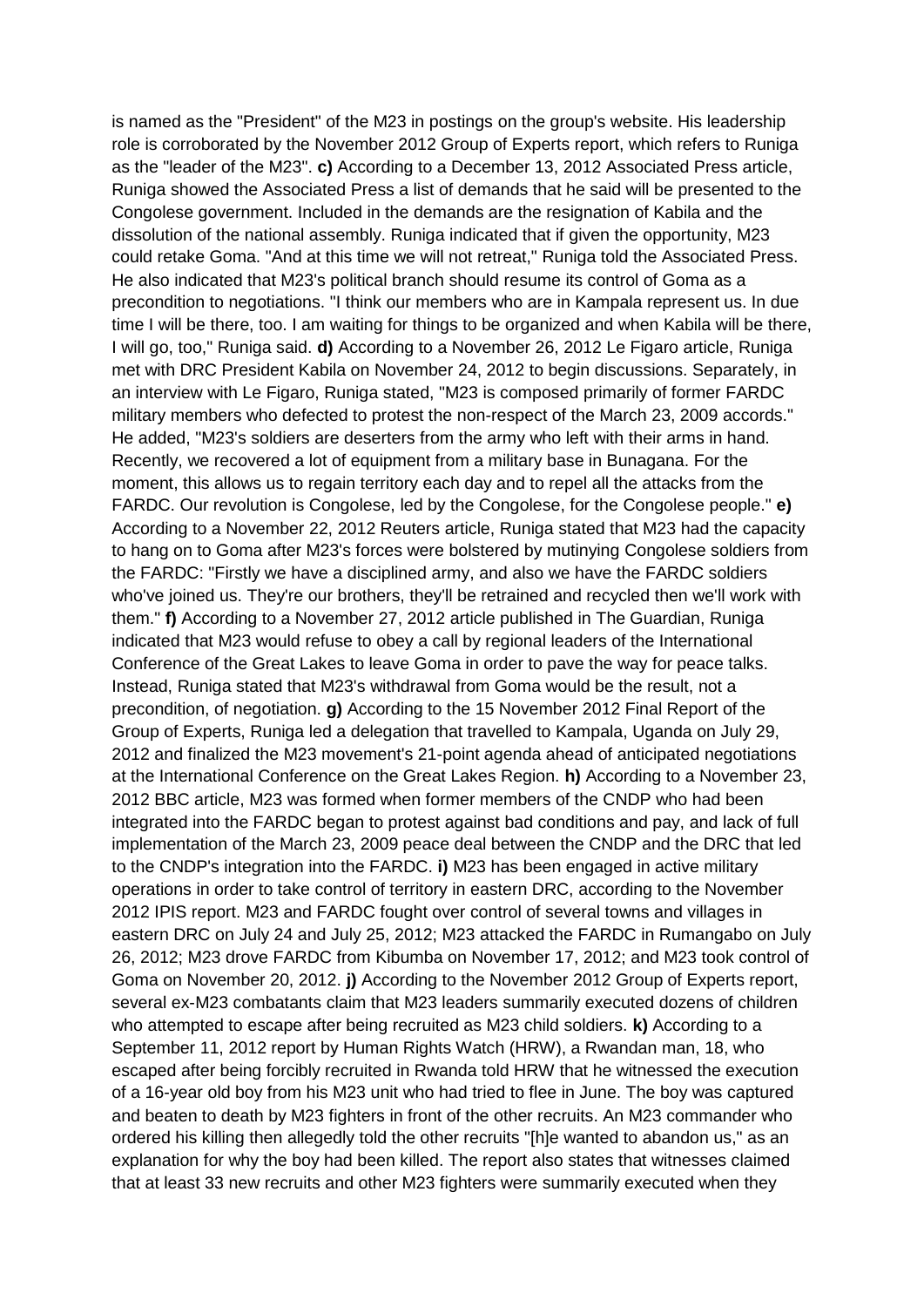is named as the "President" of the M23 in postings on the group's website. His leadership role is corroborated by the November 2012 Group of Experts report, which refers to Runiga as the "leader of the M23". **c)** According to a December 13, 2012 Associated Press article, Runiga showed the Associated Press a list of demands that he said will be presented to the Congolese government. Included in the demands are the resignation of Kabila and the dissolution of the national assembly. Runiga indicated that if given the opportunity, M23 could retake Goma. "And at this time we will not retreat," Runiga told the Associated Press. He also indicated that M23's political branch should resume its control of Goma as a precondition to negotiations. "I think our members who are in Kampala represent us. In due time I will be there, too. I am waiting for things to be organized and when Kabila will be there, I will go, too," Runiga said. **d)** According to a November 26, 2012 Le Figaro article, Runiga met with DRC President Kabila on November 24, 2012 to begin discussions. Separately, in an interview with Le Figaro, Runiga stated, "M23 is composed primarily of former FARDC military members who defected to protest the non-respect of the March 23, 2009 accords." He added, "M23's soldiers are deserters from the army who left with their arms in hand. Recently, we recovered a lot of equipment from a military base in Bunagana. For the moment, this allows us to regain territory each day and to repel all the attacks from the FARDC. Our revolution is Congolese, led by the Congolese, for the Congolese people." **e)** According to a November 22, 2012 Reuters article, Runiga stated that M23 had the capacity to hang on to Goma after M23's forces were bolstered by mutinying Congolese soldiers from the FARDC: "Firstly we have a disciplined army, and also we have the FARDC soldiers who've joined us. They're our brothers, they'll be retrained and recycled then we'll work with them." **f)** According to a November 27, 2012 article published in The Guardian, Runiga indicated that M23 would refuse to obey a call by regional leaders of the International Conference of the Great Lakes to leave Goma in order to pave the way for peace talks. Instead, Runiga stated that M23's withdrawal from Goma would be the result, not a precondition, of negotiation. **g)** According to the 15 November 2012 Final Report of the Group of Experts, Runiga led a delegation that travelled to Kampala, Uganda on July 29, 2012 and finalized the M23 movement's 21-point agenda ahead of anticipated negotiations at the International Conference on the Great Lakes Region. **h)** According to a November 23, 2012 BBC article, M23 was formed when former members of the CNDP who had been integrated into the FARDC began to protest against bad conditions and pay, and lack of full implementation of the March 23, 2009 peace deal between the CNDP and the DRC that led to the CNDP's integration into the FARDC. **i)** M23 has been engaged in active military operations in order to take control of territory in eastern DRC, according to the November 2012 IPIS report. M23 and FARDC fought over control of several towns and villages in eastern DRC on July 24 and July 25, 2012; M23 attacked the FARDC in Rumangabo on July 26, 2012; M23 drove FARDC from Kibumba on November 17, 2012; and M23 took control of Goma on November 20, 2012. **j)** According to the November 2012 Group of Experts report, several ex-M23 combatants claim that M23 leaders summarily executed dozens of children who attempted to escape after being recruited as M23 child soldiers. **k)** According to a September 11, 2012 report by Human Rights Watch (HRW), a Rwandan man, 18, who escaped after being forcibly recruited in Rwanda told HRW that he witnessed the execution of a 16-year old boy from his M23 unit who had tried to flee in June. The boy was captured and beaten to death by M23 fighters in front of the other recruits. An M23 commander who ordered his killing then allegedly told the other recruits "[h]e wanted to abandon us," as an explanation for why the boy had been killed. The report also states that witnesses claimed that at least 33 new recruits and other M23 fighters were summarily executed when they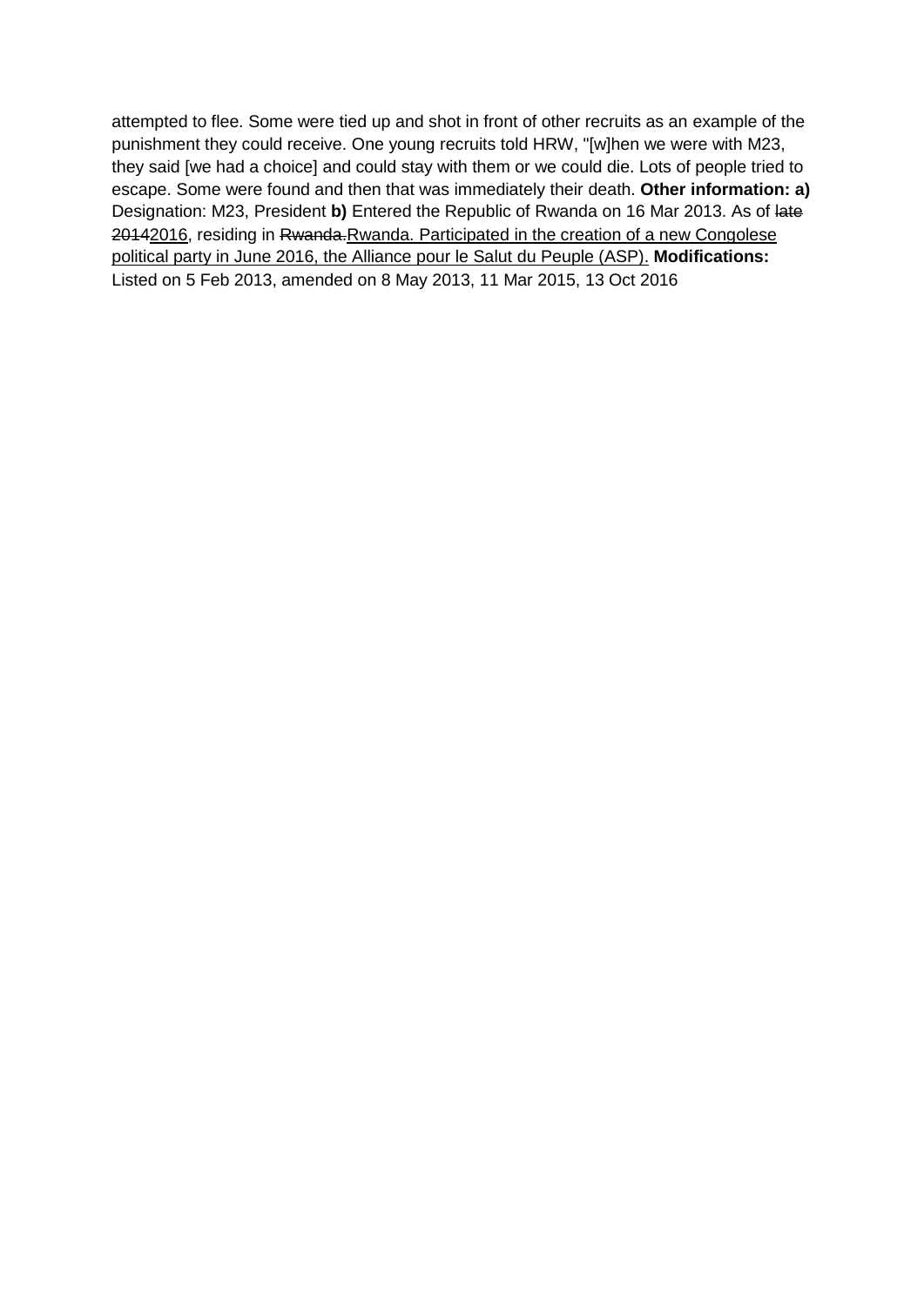attempted to flee. Some were tied up and shot in front of other recruits as an example of the punishment they could receive. One young recruits told HRW, "[w]hen we were with M23, they said [we had a choice] and could stay with them or we could die. Lots of people tried to escape. Some were found and then that was immediately their death. **Other information: a)** Designation: M23, President **b)** Entered the Republic of Rwanda on 16 Mar 2013. As of ~~late 2014~~<u>2016</u>, residing in ~~Rwanda.~~<u>Rwanda. Participated in the creation of a new Congolese political party in June 2016, the Alliance pour le Salut du Peuple (ASP).</u> **Modifications:** Listed on 5 Feb 2013, amended on 8 May 2013, 11 Mar 2015, 13 Oct 2016